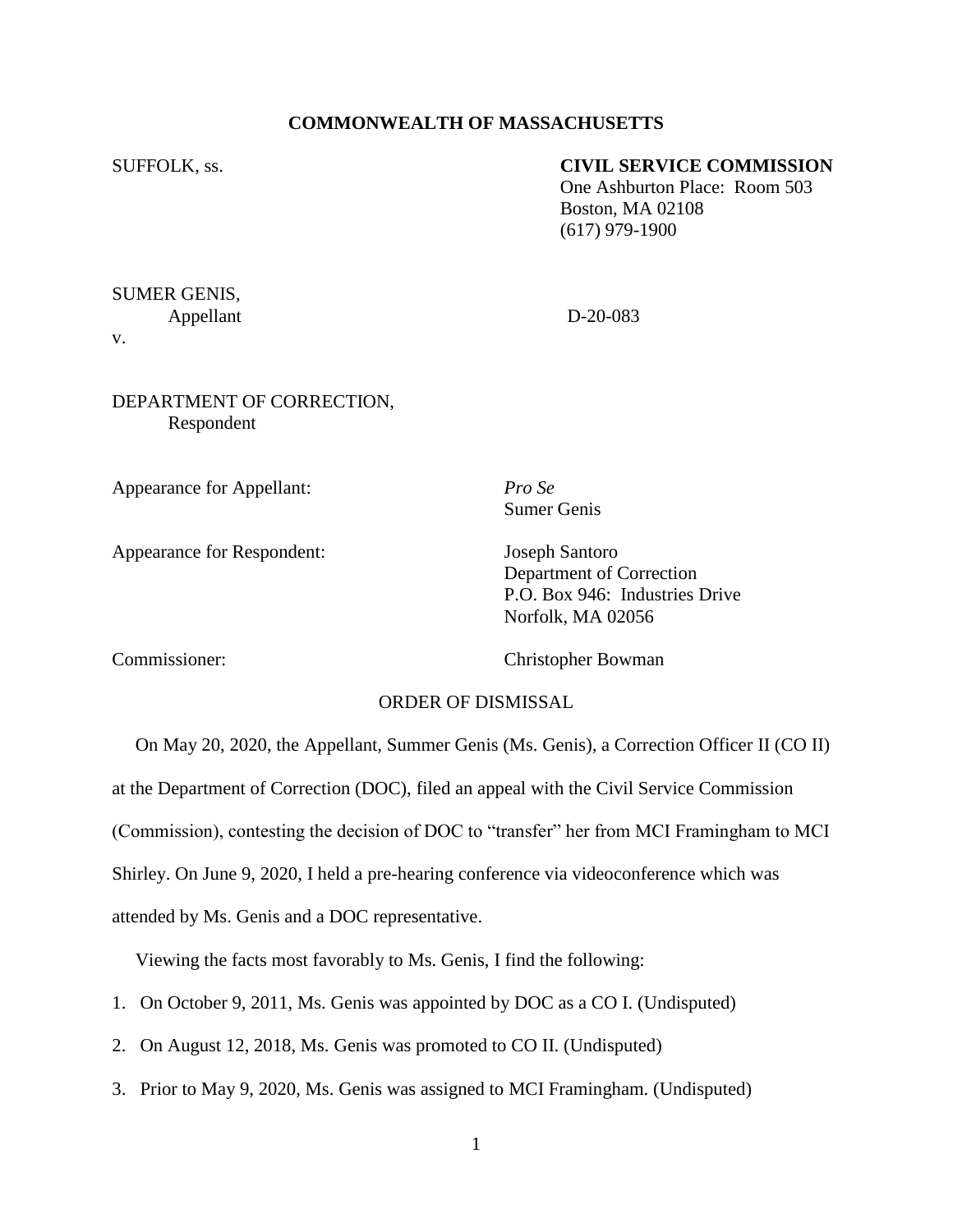**COMMONWEALTH OF MASSACHUSETTS**

SUFFOLK, ss.

**CIVIL SERVICE COMMISSION**
One Ashburton Place: Room 503
Boston, MA 02108
(617) 979-1900

SUMER GENIS,
Appellant

v.

D-20-083

DEPARTMENT OF CORRECTION,
Respondent

Appearance for Appellant: *Pro Se*
Sumer Genis

Appearance for Respondent: Joseph Santoro
Department of Correction
P.O. Box 946: Industries Drive
Norfolk, MA 02056

Commissioner: Christopher Bowman

ORDER OF DISMISSAL

On May 20, 2020, the Appellant, Summer Genis (Ms. Genis), a Correction Officer II (CO II) at the Department of Correction (DOC), filed an appeal with the Civil Service Commission (Commission), contesting the decision of DOC to "transfer" her from MCI Framingham to MCI Shirley. On June 9, 2020, I held a pre-hearing conference via videoconference which was attended by Ms. Genis and a DOC representative.

Viewing the facts most favorably to Ms. Genis, I find the following:

1. On October 9, 2011, Ms. Genis was appointed by DOC as a CO I. (Undisputed)
2. On August 12, 2018, Ms. Genis was promoted to CO II. (Undisputed)
3. Prior to May 9, 2020, Ms. Genis was assigned to MCI Framingham. (Undisputed)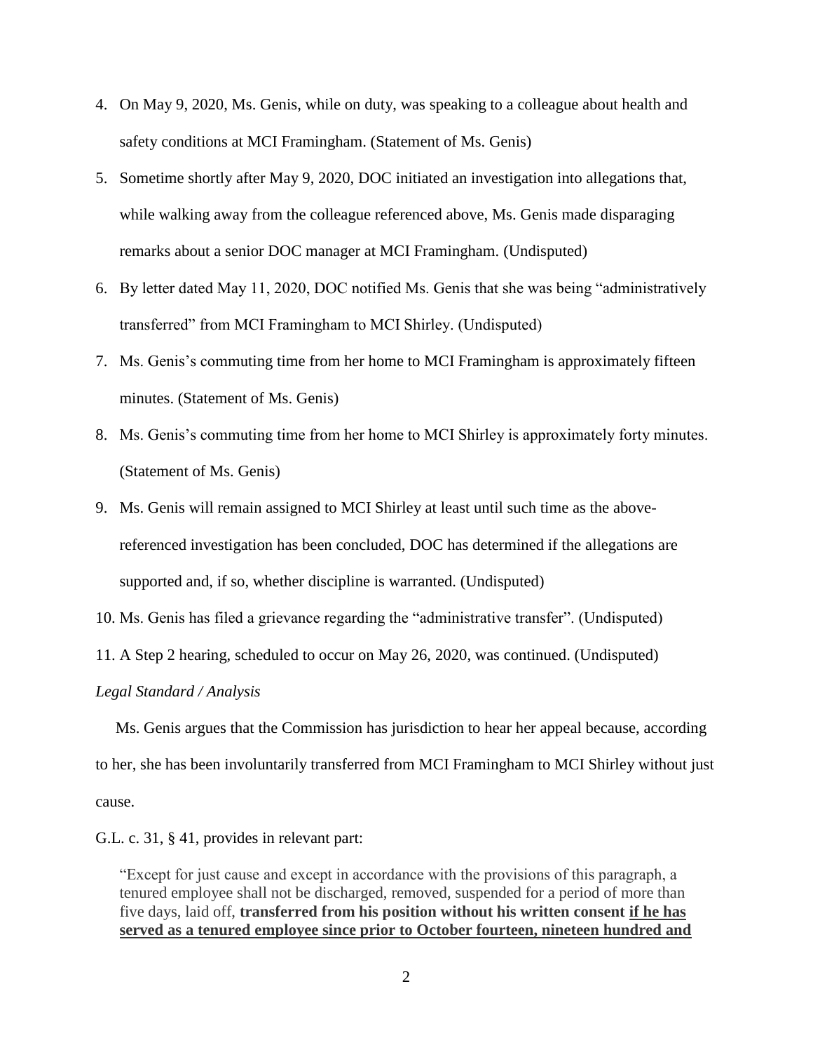4. On May 9, 2020, Ms. Genis, while on duty, was speaking to a colleague about health and safety conditions at MCI Framingham. (Statement of Ms. Genis)
5. Sometime shortly after May 9, 2020, DOC initiated an investigation into allegations that, while walking away from the colleague referenced above, Ms. Genis made disparaging remarks about a senior DOC manager at MCI Framingham. (Undisputed)
6. By letter dated May 11, 2020, DOC notified Ms. Genis that she was being "administratively transferred" from MCI Framingham to MCI Shirley. (Undisputed)
7. Ms. Genis's commuting time from her home to MCI Framingham is approximately fifteen minutes. (Statement of Ms. Genis)
8. Ms. Genis's commuting time from her home to MCI Shirley is approximately forty minutes. (Statement of Ms. Genis)
9. Ms. Genis will remain assigned to MCI Shirley at least until such time as the above-referenced investigation has been concluded, DOC has determined if the allegations are supported and, if so, whether discipline is warranted. (Undisputed)
10. Ms. Genis has filed a grievance regarding the "administrative transfer". (Undisputed)
11. A Step 2 hearing, scheduled to occur on May 26, 2020, was continued. (Undisputed)

*Legal Standard / Analysis*

Ms. Genis argues that the Commission has jurisdiction to hear her appeal because, according to her, she has been involuntarily transferred from MCI Framingham to MCI Shirley without just cause.

G.L. c. 31, § 41, provides in relevant part:

> "Except for just cause and except in accordance with the provisions of this paragraph, a tenured employee shall not be discharged, removed, suspended for a period of more than five days, laid off, **transferred from his position without his written consent <u>if he has served as a tenured employee since prior to October fourteen, nineteen hundred and</u>**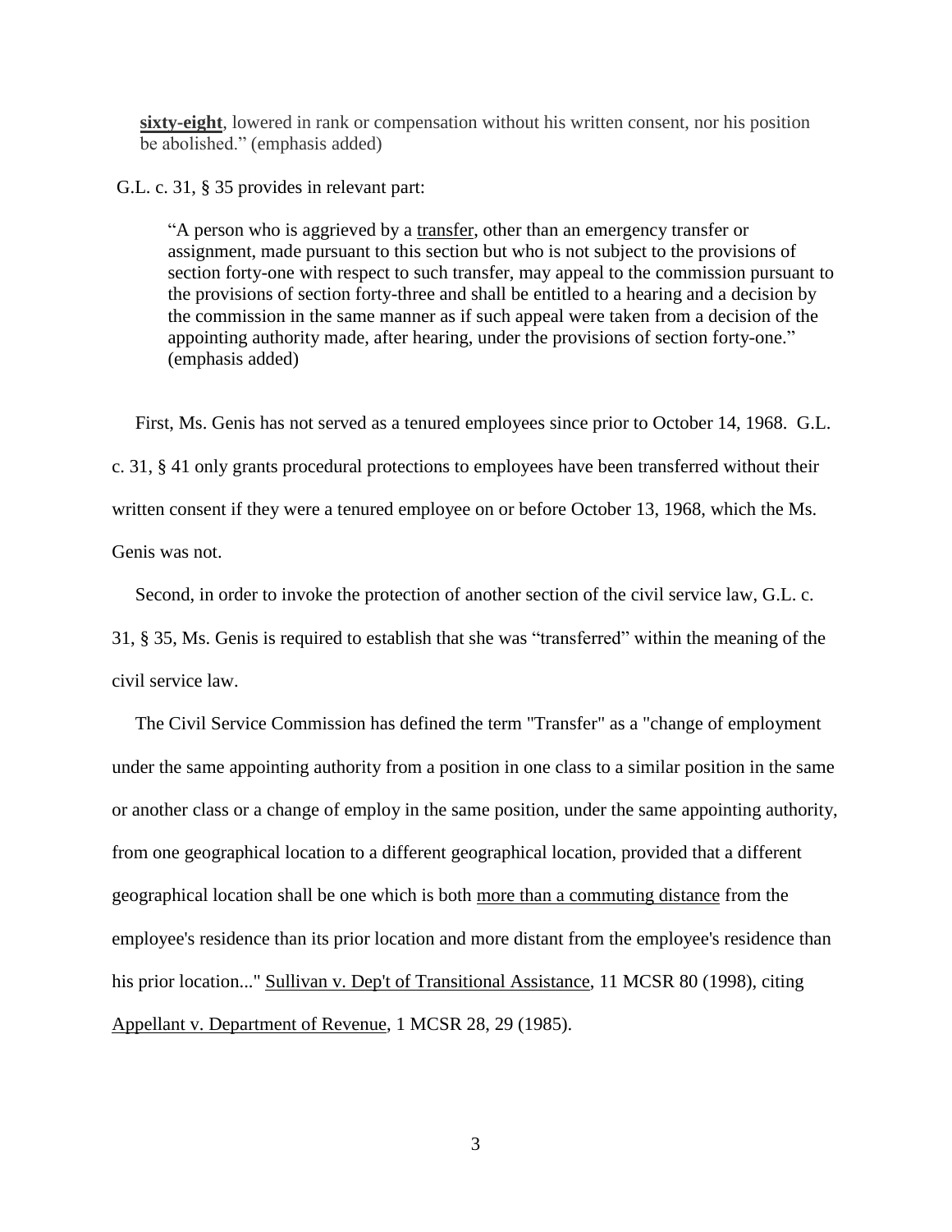> **sixty-eight**, lowered in rank or compensation without his written consent, nor his position be abolished." (emphasis added)

G.L. c. 31, § 35 provides in relevant part:

> "A person who is aggrieved by a transfer, other than an emergency transfer or assignment, made pursuant to this section but who is not subject to the provisions of section forty-one with respect to such transfer, may appeal to the commission pursuant to the provisions of section forty-three and shall be entitled to a hearing and a decision by the commission in the same manner as if such appeal were taken from a decision of the appointing authority made, after hearing, under the provisions of section forty-one." (emphasis added)

First, Ms. Genis has not served as a tenured employees since prior to October 14, 1968. G.L. c. 31, § 41 only grants procedural protections to employees have been transferred without their written consent if they were a tenured employee on or before October 13, 1968, which the Ms. Genis was not.

Second, in order to invoke the protection of another section of the civil service law, G.L. c. 31, § 35, Ms. Genis is required to establish that she was "transferred" within the meaning of the civil service law.

The Civil Service Commission has defined the term "Transfer" as a "change of employment under the same appointing authority from a position in one class to a similar position in the same or another class or a change of employ in the same position, under the same appointing authority, from one geographical location to a different geographical location, provided that a different geographical location shall be one which is both more than a commuting distance from the employee's residence than its prior location and more distant from the employee's residence than his prior location..." Sullivan v. Dep't of Transitional Assistance, 11 MCSR 80 (1998), citing Appellant v. Department of Revenue, 1 MCSR 28, 29 (1985).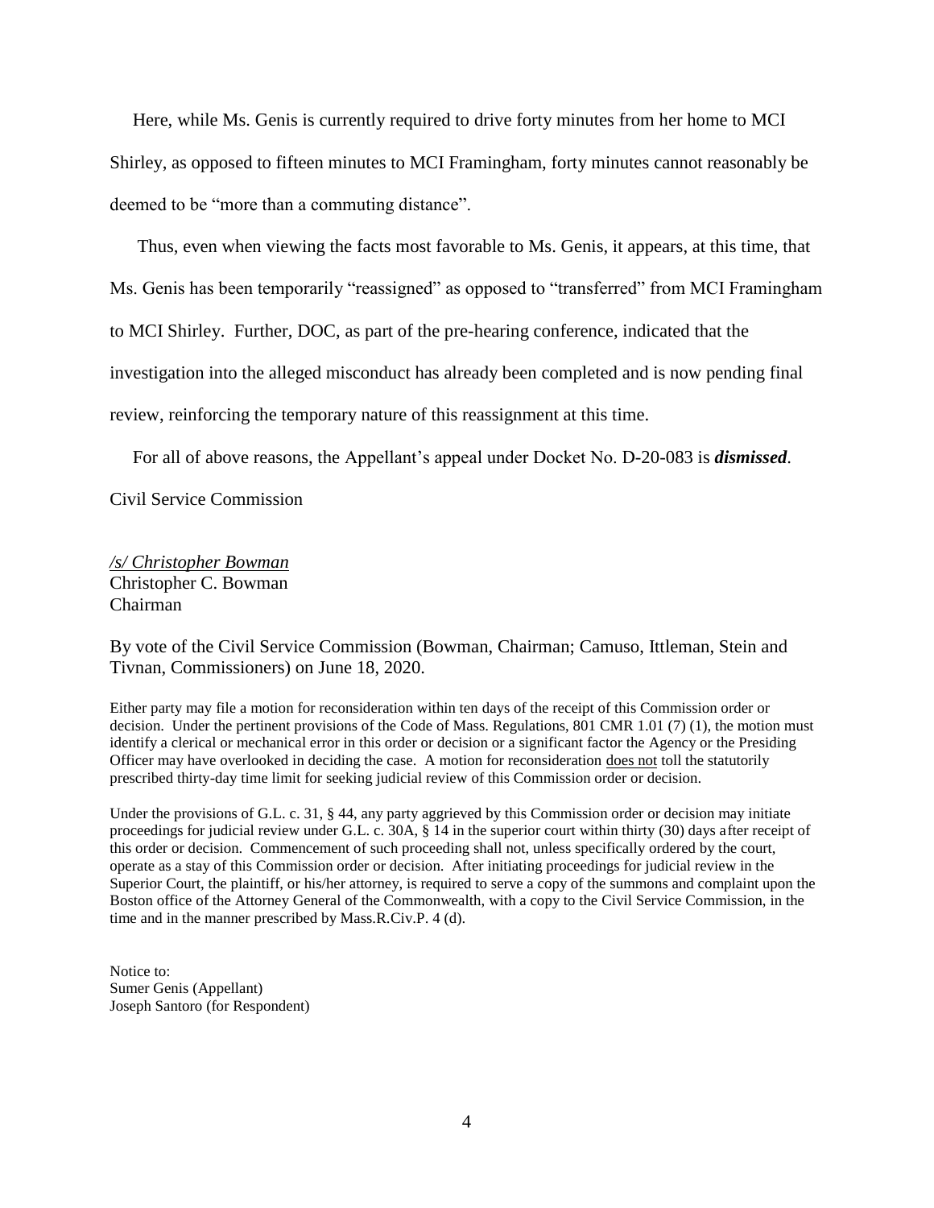Here, while Ms. Genis is currently required to drive forty minutes from her home to MCI Shirley, as opposed to fifteen minutes to MCI Framingham, forty minutes cannot reasonably be deemed to be "more than a commuting distance".

Thus, even when viewing the facts most favorable to Ms. Genis, it appears, at this time, that Ms. Genis has been temporarily "reassigned" as opposed to "transferred" from MCI Framingham to MCI Shirley. Further, DOC, as part of the pre-hearing conference, indicated that the investigation into the alleged misconduct has already been completed and is now pending final review, reinforcing the temporary nature of this reassignment at this time.

For all of above reasons, the Appellant's appeal under Docket No. D-20-083 is ***dismissed***.

Civil Service Commission

*/s/ Christopher Bowman*
Christopher C. Bowman
Chairman

By vote of the Civil Service Commission (Bowman, Chairman; Camuso, Ittleman, Stein and Tivnan, Commissioners) on June 18, 2020.

Either party may file a motion for reconsideration within ten days of the receipt of this Commission order or decision. Under the pertinent provisions of the Code of Mass. Regulations, 801 CMR 1.01 (7) (1), the motion must identify a clerical or mechanical error in this order or decision or a significant factor the Agency or the Presiding Officer may have overlooked in deciding the case. A motion for reconsideration does not toll the statutorily prescribed thirty-day time limit for seeking judicial review of this Commission order or decision.

Under the provisions of G.L. c. 31, § 44, any party aggrieved by this Commission order or decision may initiate proceedings for judicial review under G.L. c. 30A, § 14 in the superior court within thirty (30) days after receipt of this order or decision. Commencement of such proceeding shall not, unless specifically ordered by the court, operate as a stay of this Commission order or decision. After initiating proceedings for judicial review in the Superior Court, the plaintiff, or his/her attorney, is required to serve a copy of the summons and complaint upon the Boston office of the Attorney General of the Commonwealth, with a copy to the Civil Service Commission, in the time and in the manner prescribed by Mass.R.Civ.P. 4 (d).

Notice to:
Sumer Genis (Appellant)
Joseph Santoro (for Respondent)